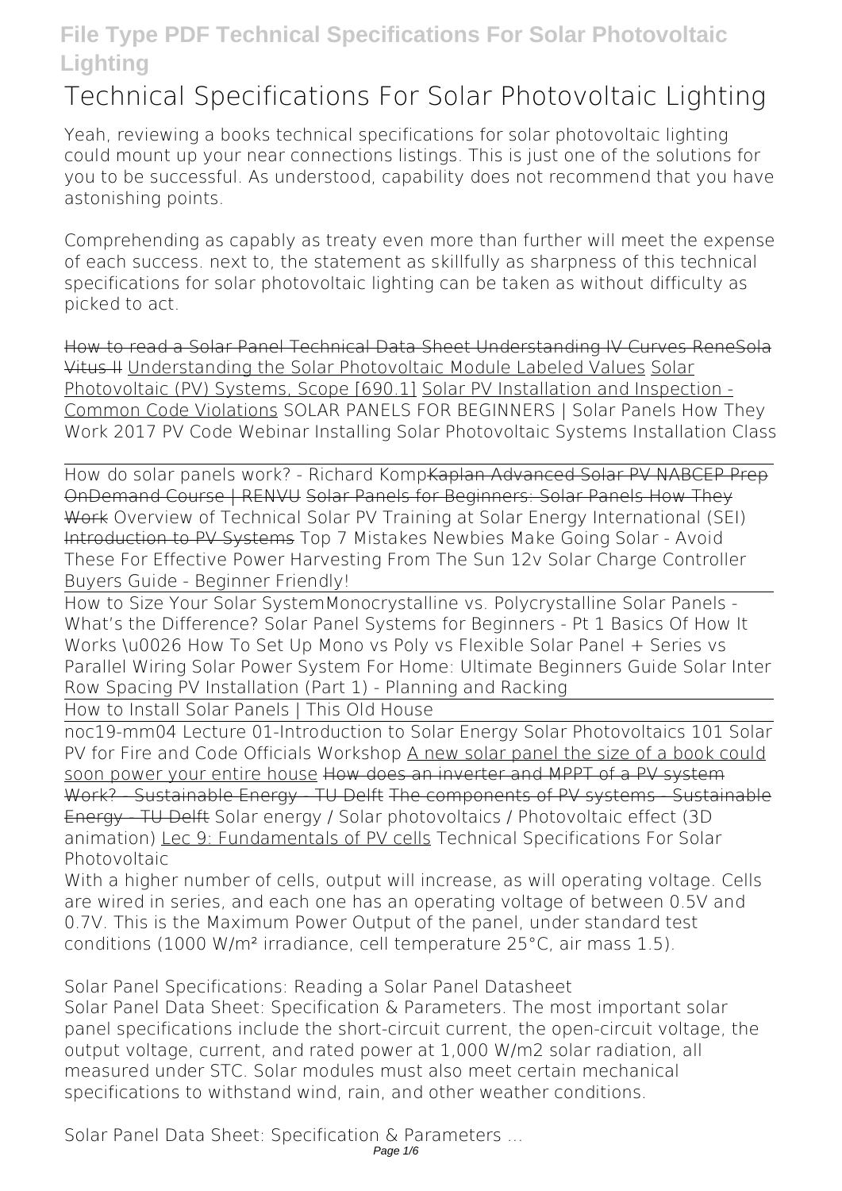# Technical Specifications For Solar Photovoltaic Lighting

Yeah, reviewing a books technical specifications for solar photovoltaic lighting could mount up your near connections listings. This is just one of the solutions for you to be successful. As understood, capability does not recommend that you have astonishing points.

Comprehending as capably as treaty even more than further will meet the expense of each success. next to, the statement as skillfully as sharpness of this technical specifications for solar photovoltaic lighting can be taken as without difficulty as picked to act.

How to read a Solar Panel Technical Data Sheet Understanding IV Curves ReneSola Vitus II Understanding the Solar Photovoltaic Module Labeled Values Solar Photovoltaic (PV) Systems, Scope [690.1] Solar PV Installation and Inspection - Common Code Violations SOLAR PANELS FOR BEGINNERS | Solar Panels How They Work 2017 PV Code Webinar Installing Solar Photovoltaic Systems Installation Class

How do solar panels work? - Richard Komp Kaplan Advanced Solar PV NABCEP Prep OnDemand Course | RENVU Solar Panels for Beginners: Solar Panels How They Work Overview of Technical Solar PV Training at Solar Energy International (SEI) Introduction to PV Systems Top 7 Mistakes Newbies Make Going Solar - Avoid These For Effective Power Harvesting From The Sun 12v Solar Charge Controller Buyers Guide - Beginner Friendly!

How to Size Your Solar System Monocrystalline vs. Polycrystalline Solar Panels - What's the Difference? Solar Panel Systems for Beginners - Pt 1 Basics Of How It Works \u0026 How To Set Up Mono vs Poly vs Flexible Solar Panel + Series vs Parallel Wiring Solar Power System For Home: Ultimate Beginners Guide Solar Inter Row Spacing PV Installation (Part 1) - Planning and Racking

How to Install Solar Panels | This Old House

noc19-mm04 Lecture 01-Introduction to Solar Energy Solar Photovoltaics 101 Solar PV for Fire and Code Officials Workshop A new solar panel the size of a book could soon power your entire house How does an inverter and MPPT of a PV system Work? - Sustainable Energy - TU Delft The components of PV systems - Sustainable Energy - TU Delft Solar energy / Solar photovoltaics / Photovoltaic effect (3D animation) Lec 9: Fundamentals of PV cells Technical Specifications For Solar Photovoltaic

With a higher number of cells, output will increase, as will operating voltage. Cells are wired in series, and each one has an operating voltage of between 0.5V and 0.7V. This is the Maximum Power Output of the panel, under standard test conditions (1000 W/m² irradiance, cell temperature 25°C, air mass 1.5).

Solar Panel Specifications: Reading a Solar Panel Datasheet

Solar Panel Data Sheet: Specification & Parameters. The most important solar panel specifications include the short-circuit current, the open-circuit voltage, the output voltage, current, and rated power at 1,000 W/m2 solar radiation, all measured under STC. Solar modules must also meet certain mechanical specifications to withstand wind, rain, and other weather conditions.

Solar Panel Data Sheet: Specification & Parameters ...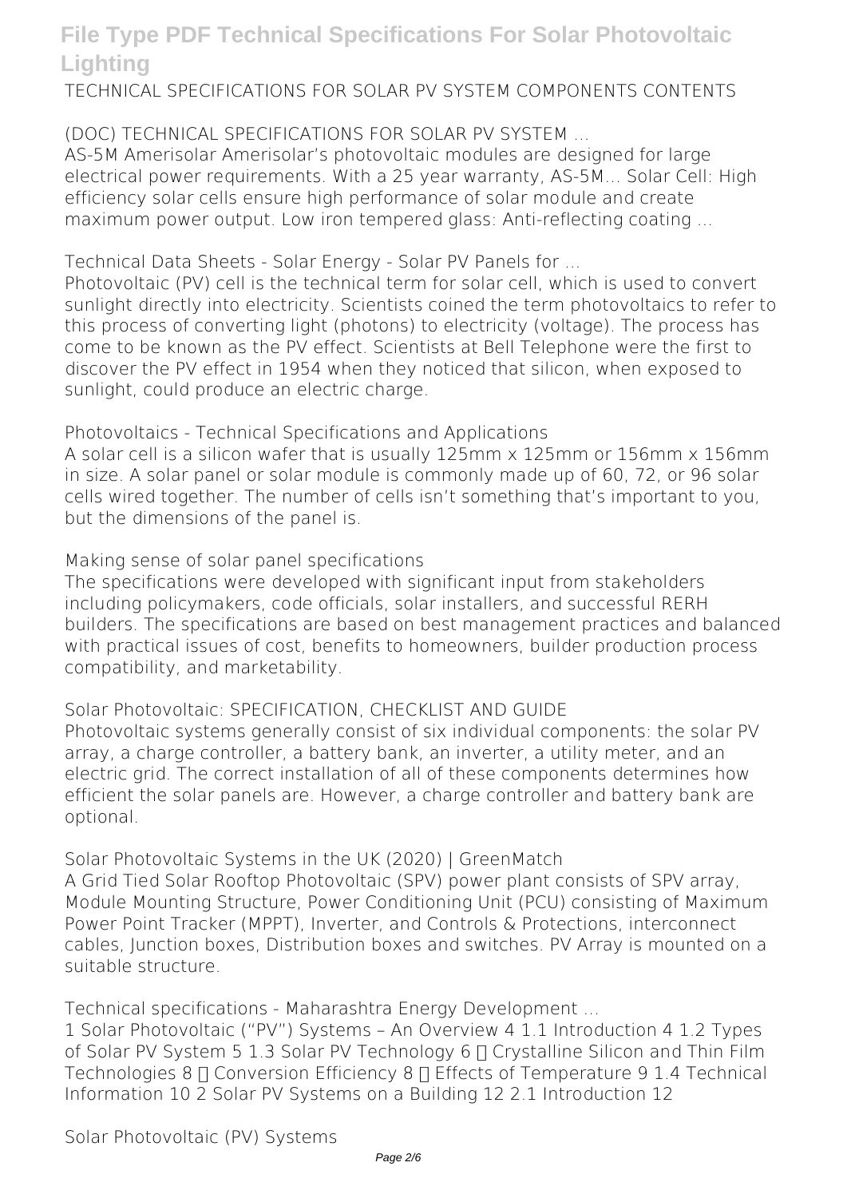TECHNICAL SPECIFICATIONS FOR SOLAR PV SYSTEM COMPONENTS CONTENTS

**(DOC) TECHNICAL SPECIFICATIONS FOR SOLAR PV SYSTEM ...**

AS-5M Amerisolar Amerisolar's photovoltaic modules are designed for large electrical power requirements. With a 25 year warranty, AS-5M... Solar Cell: High efficiency solar cells ensure high performance of solar module and create maximum power output. Low iron tempered glass: Anti-reflecting coating ...

**Technical Data Sheets - Solar Energy - Solar PV Panels for ...**

Photovoltaic (PV) cell is the technical term for solar cell, which is used to convert sunlight directly into electricity. Scientists coined the term photovoltaics to refer to this process of converting light (photons) to electricity (voltage). The process has come to be known as the PV effect. Scientists at Bell Telephone were the first to discover the PV effect in 1954 when they noticed that silicon, when exposed to sunlight, could produce an electric charge.

**Photovoltaics - Technical Specifications and Applications**

A solar cell is a silicon wafer that is usually 125mm x 125mm or 156mm x 156mm in size. A solar panel or solar module is commonly made up of 60, 72, or 96 solar cells wired together. The number of cells isn't something that's important to you, but the dimensions of the panel is.

**Making sense of solar panel specifications**

The specifications were developed with significant input from stakeholders including policymakers, code officials, solar installers, and successful RERH builders. The specifications are based on best management practices and balanced with practical issues of cost, benefits to homeowners, builder production process compatibility, and marketability.

**Solar Photovoltaic: SPECIFICATION, CHECKLIST AND GUIDE**

Photovoltaic systems generally consist of six individual components: the solar PV array, a charge controller, a battery bank, an inverter, a utility meter, and an electric grid. The correct installation of all of these components determines how efficient the solar panels are. However, a charge controller and battery bank are optional.

**Solar Photovoltaic Systems in the UK (2020) | GreenMatch**

A Grid Tied Solar Rooftop Photovoltaic (SPV) power plant consists of SPV array, Module Mounting Structure, Power Conditioning Unit (PCU) consisting of Maximum Power Point Tracker (MPPT), Inverter, and Controls & Protections, interconnect cables, Junction boxes, Distribution boxes and switches. PV Array is mounted on a suitable structure.

**Technical specifications - Maharashtra Energy Development ...**

1 Solar Photovoltaic ("PV") Systems – An Overview 4 1.1 Introduction 4 1.2 Types of Solar PV System 5 1.3 Solar PV Technology 6 Crystalline Silicon and Thin Film Technologies 8 Conversion Efficiency 8 Effects of Temperature 9 1.4 Technical Information 10 2 Solar PV Systems on a Building 12 2.1 Introduction 12

**Solar Photovoltaic (PV) Systems**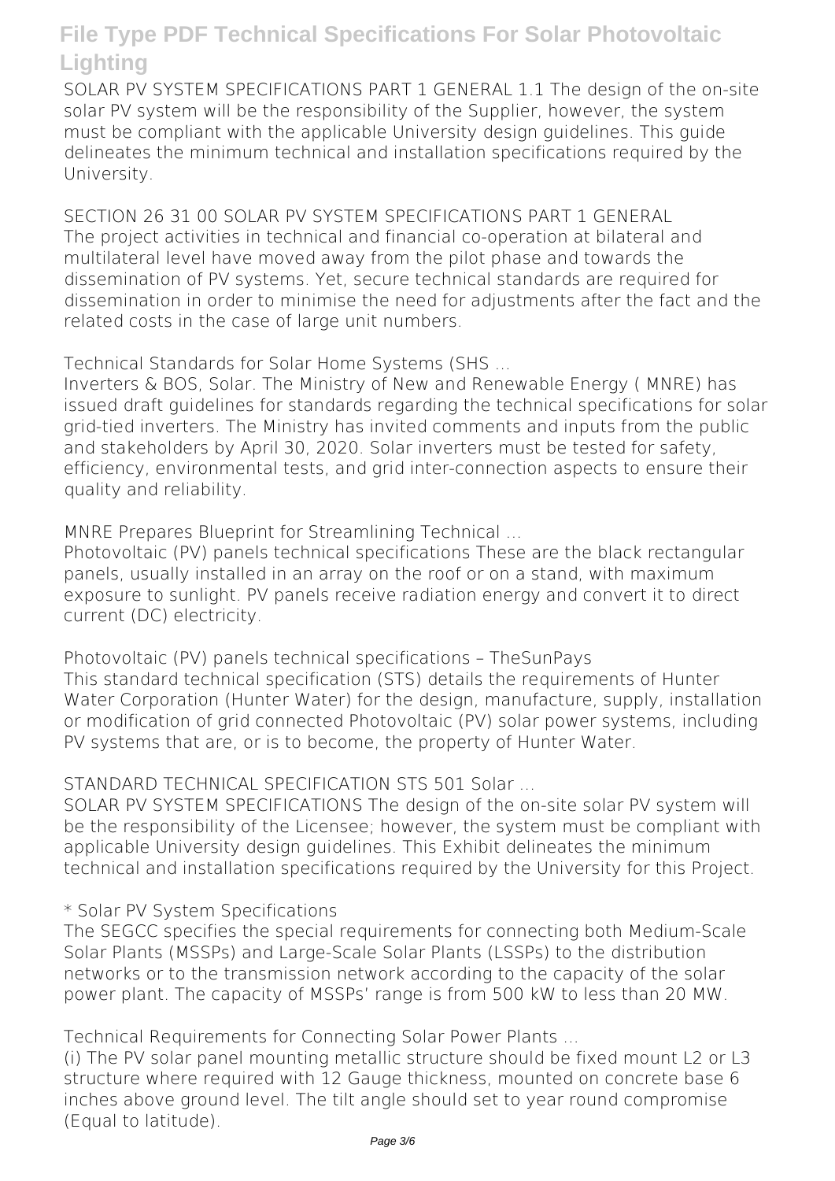SOLAR PV SYSTEM SPECIFICATIONS PART 1 GENERAL 1.1 The design of the on-site solar PV system will be the responsibility of the Supplier, however, the system must be compliant with the applicable University design guidelines. This guide delineates the minimum technical and installation specifications required by the University.

SECTION 26 31 00 SOLAR PV SYSTEM SPECIFICATIONS PART 1 GENERAL
The project activities in technical and financial co-operation at bilateral and multilateral level have moved away from the pilot phase and towards the dissemination of PV systems. Yet, secure technical standards are required for dissemination in order to minimise the need for adjustments after the fact and the related costs in the case of large unit numbers.

Technical Standards for Solar Home Systems (SHS ...
Inverters & BOS, Solar. The Ministry of New and Renewable Energy ( MNRE) has issued draft guidelines for standards regarding the technical specifications for solar grid-tied inverters. The Ministry has invited comments and inputs from the public and stakeholders by April 30, 2020. Solar inverters must be tested for safety, efficiency, environmental tests, and grid inter-connection aspects to ensure their quality and reliability.

MNRE Prepares Blueprint for Streamlining Technical ...
Photovoltaic (PV) panels technical specifications These are the black rectangular panels, usually installed in an array on the roof or on a stand, with maximum exposure to sunlight. PV panels receive radiation energy and convert it to direct current (DC) electricity.

Photovoltaic (PV) panels technical specifications – TheSunPays
This standard technical specification (STS) details the requirements of Hunter Water Corporation (Hunter Water) for the design, manufacture, supply, installation or modification of grid connected Photovoltaic (PV) solar power systems, including PV systems that are, or is to become, the property of Hunter Water.

STANDARD TECHNICAL SPECIFICATION STS 501 Solar ...
SOLAR PV SYSTEM SPECIFICATIONS The design of the on-site solar PV system will be the responsibility of the Licensee; however, the system must be compliant with applicable University design guidelines. This Exhibit delineates the minimum technical and installation specifications required by the University for this Project.

* Solar PV System Specifications
The SEGCC specifies the special requirements for connecting both Medium-Scale Solar Plants (MSSPs) and Large-Scale Solar Plants (LSSPs) to the distribution networks or to the transmission network according to the capacity of the solar power plant. The capacity of MSSPs' range is from 500 kW to less than 20 MW.

Technical Requirements for Connecting Solar Power Plants ...
(i) The PV solar panel mounting metallic structure should be fixed mount L2 or L3 structure where required with 12 Gauge thickness, mounted on concrete base 6 inches above ground level. The tilt angle should set to year round compromise (Equal to latitude).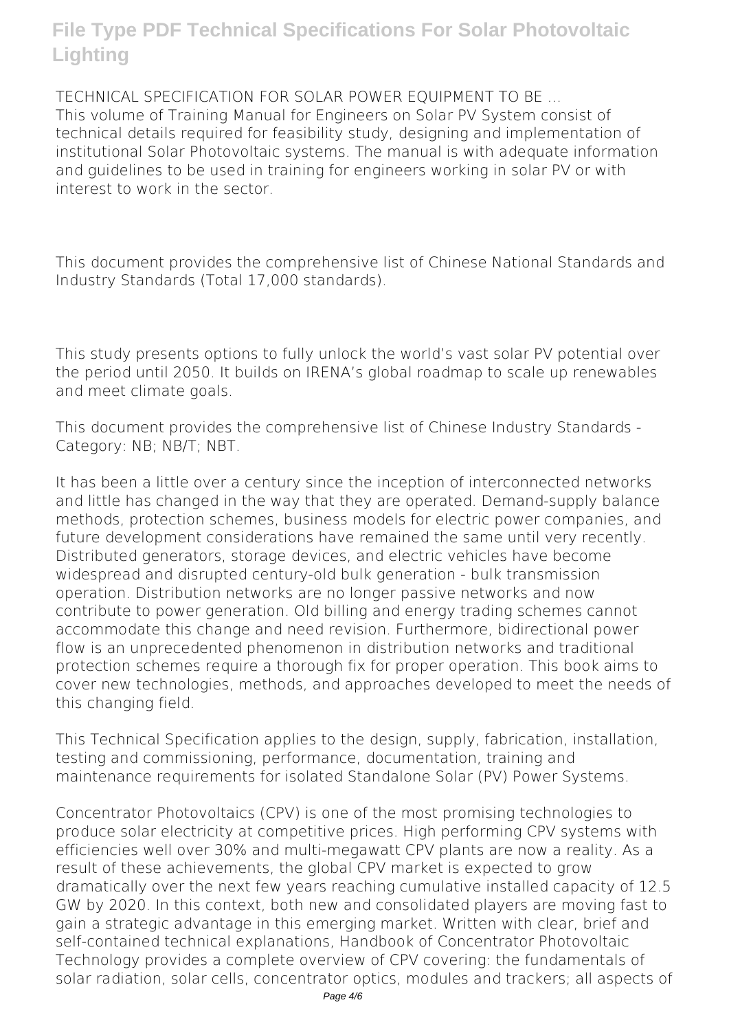TECHNICAL SPECIFICATION FOR SOLAR POWER EQUIPMENT TO BE ...

This volume of Training Manual for Engineers on Solar PV System consist of technical details required for feasibility study, designing and implementation of institutional Solar Photovoltaic systems. The manual is with adequate information and guidelines to be used in training for engineers working in solar PV or with interest to work in the sector.

This document provides the comprehensive list of Chinese National Standards and Industry Standards (Total 17,000 standards).

This study presents options to fully unlock the world's vast solar PV potential over the period until 2050. It builds on IRENA's global roadmap to scale up renewables and meet climate goals.

This document provides the comprehensive list of Chinese Industry Standards - Category: NB; NB/T; NBT.

It has been a little over a century since the inception of interconnected networks and little has changed in the way that they are operated. Demand-supply balance methods, protection schemes, business models for electric power companies, and future development considerations have remained the same until very recently. Distributed generators, storage devices, and electric vehicles have become widespread and disrupted century-old bulk generation - bulk transmission operation. Distribution networks are no longer passive networks and now contribute to power generation. Old billing and energy trading schemes cannot accommodate this change and need revision. Furthermore, bidirectional power flow is an unprecedented phenomenon in distribution networks and traditional protection schemes require a thorough fix for proper operation. This book aims to cover new technologies, methods, and approaches developed to meet the needs of this changing field.

This Technical Specification applies to the design, supply, fabrication, installation, testing and commissioning, performance, documentation, training and maintenance requirements for isolated Standalone Solar (PV) Power Systems.

Concentrator Photovoltaics (CPV) is one of the most promising technologies to produce solar electricity at competitive prices. High performing CPV systems with efficiencies well over 30% and multi-megawatt CPV plants are now a reality. As a result of these achievements, the global CPV market is expected to grow dramatically over the next few years reaching cumulative installed capacity of 12.5 GW by 2020. In this context, both new and consolidated players are moving fast to gain a strategic advantage in this emerging market. Written with clear, brief and self-contained technical explanations, Handbook of Concentrator Photovoltaic Technology provides a complete overview of CPV covering: the fundamentals of solar radiation, solar cells, concentrator optics, modules and trackers; all aspects of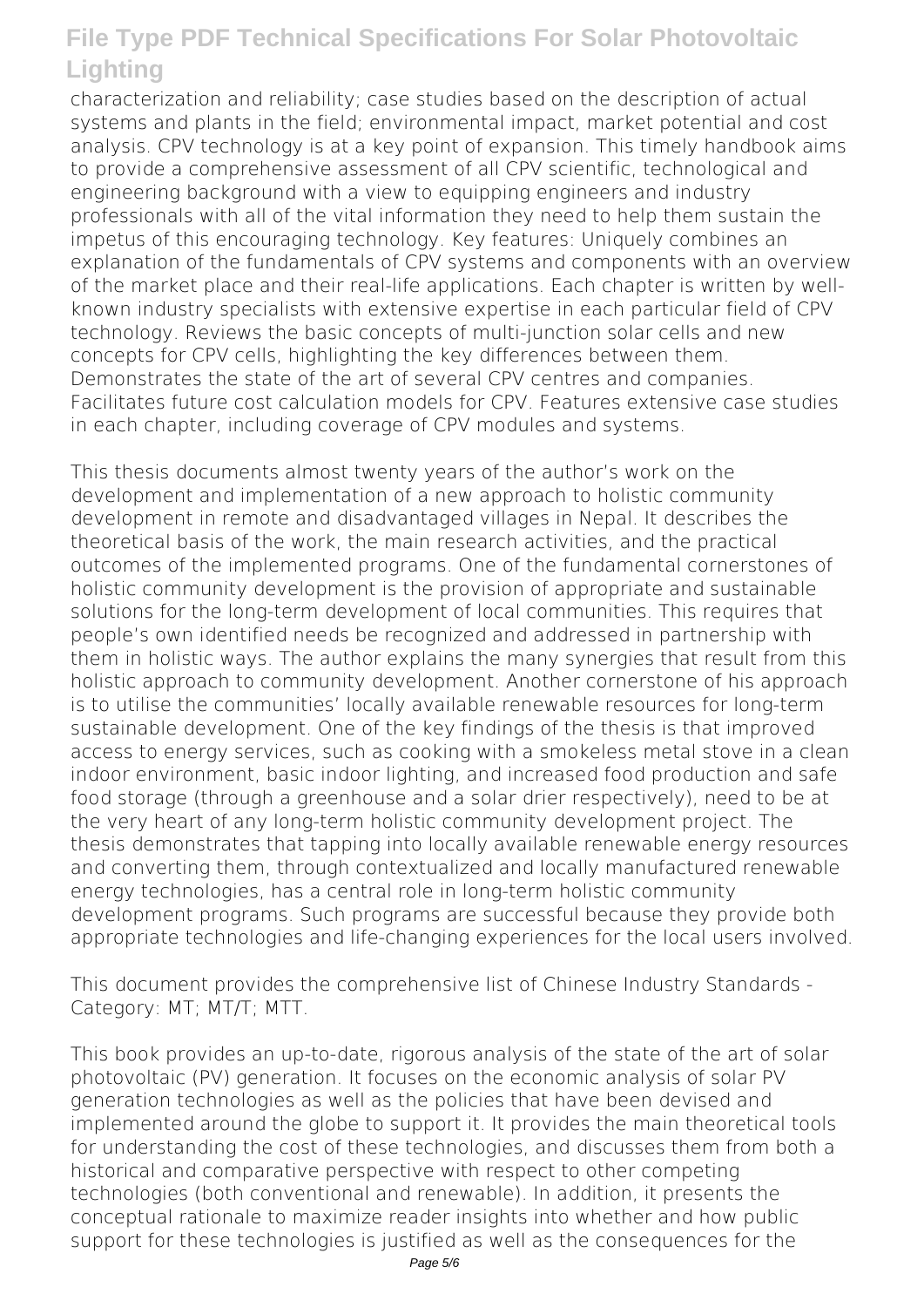characterization and reliability; case studies based on the description of actual systems and plants in the field; environmental impact, market potential and cost analysis. CPV technology is at a key point of expansion. This timely handbook aims to provide a comprehensive assessment of all CPV scientific, technological and engineering background with a view to equipping engineers and industry professionals with all of the vital information they need to help them sustain the impetus of this encouraging technology. Key features: Uniquely combines an explanation of the fundamentals of CPV systems and components with an overview of the market place and their real-life applications. Each chapter is written by well-known industry specialists with extensive expertise in each particular field of CPV technology. Reviews the basic concepts of multi-junction solar cells and new concepts for CPV cells, highlighting the key differences between them. Demonstrates the state of the art of several CPV centres and companies. Facilitates future cost calculation models for CPV. Features extensive case studies in each chapter, including coverage of CPV modules and systems.

This thesis documents almost twenty years of the author's work on the development and implementation of a new approach to holistic community development in remote and disadvantaged villages in Nepal. It describes the theoretical basis of the work, the main research activities, and the practical outcomes of the implemented programs. One of the fundamental cornerstones of holistic community development is the provision of appropriate and sustainable solutions for the long-term development of local communities. This requires that people's own identified needs be recognized and addressed in partnership with them in holistic ways. The author explains the many synergies that result from this holistic approach to community development. Another cornerstone of his approach is to utilise the communities' locally available renewable resources for long-term sustainable development. One of the key findings of the thesis is that improved access to energy services, such as cooking with a smokeless metal stove in a clean indoor environment, basic indoor lighting, and increased food production and safe food storage (through a greenhouse and a solar drier respectively), need to be at the very heart of any long-term holistic community development project. The thesis demonstrates that tapping into locally available renewable energy resources and converting them, through contextualized and locally manufactured renewable energy technologies, has a central role in long-term holistic community development programs. Such programs are successful because they provide both appropriate technologies and life-changing experiences for the local users involved.

This document provides the comprehensive list of Chinese Industry Standards - Category: MT; MT/T; MTT.

This book provides an up-to-date, rigorous analysis of the state of the art of solar photovoltaic (PV) generation. It focuses on the economic analysis of solar PV generation technologies as well as the policies that have been devised and implemented around the globe to support it. It provides the main theoretical tools for understanding the cost of these technologies, and discusses them from both a historical and comparative perspective with respect to other competing technologies (both conventional and renewable). In addition, it presents the conceptual rationale to maximize reader insights into whether and how public support for these technologies is justified as well as the consequences for the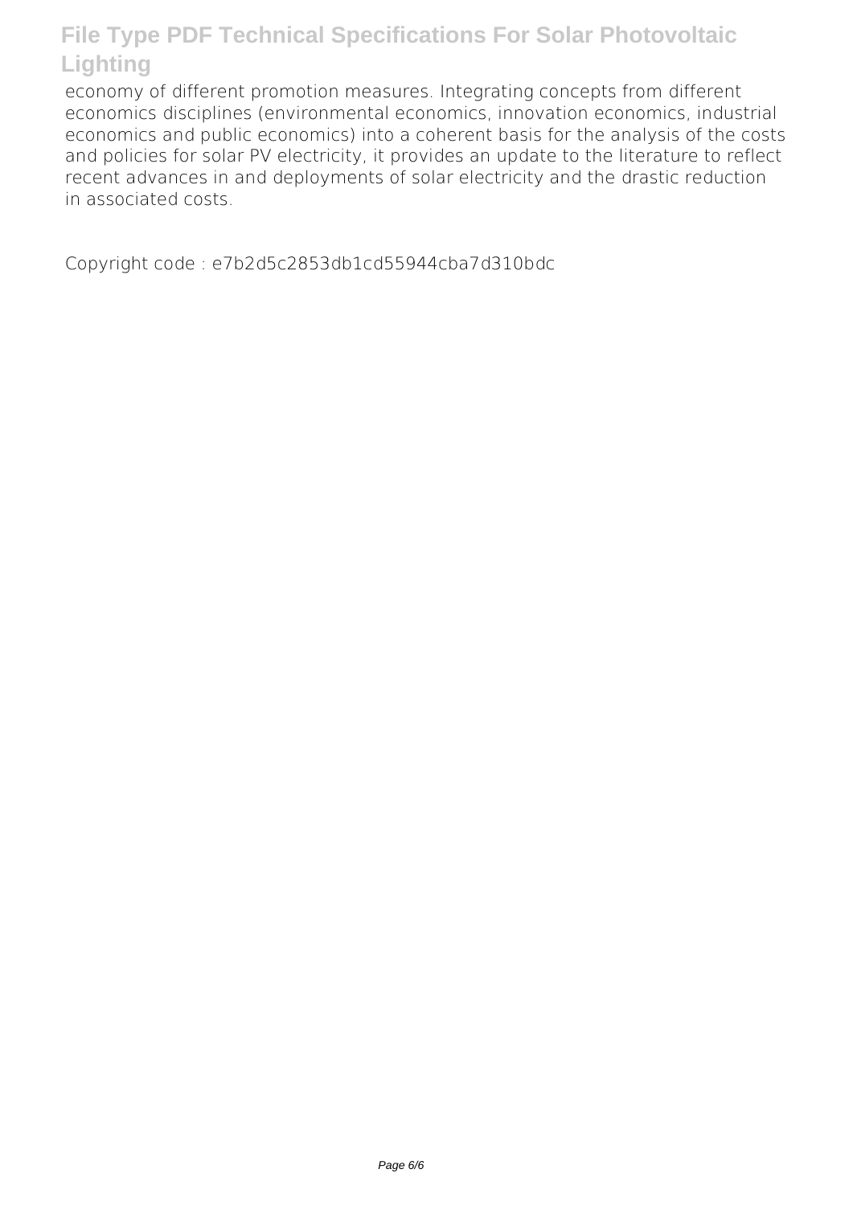economy of different promotion measures. Integrating concepts from different economics disciplines (environmental economics, innovation economics, industrial economics and public economics) into a coherent basis for the analysis of the costs and policies for solar PV electricity, it provides an update to the literature to reflect recent advances in and deployments of solar electricity and the drastic reduction in associated costs.

Copyright code : e7b2d5c2853db1cd55944cba7d310bdc